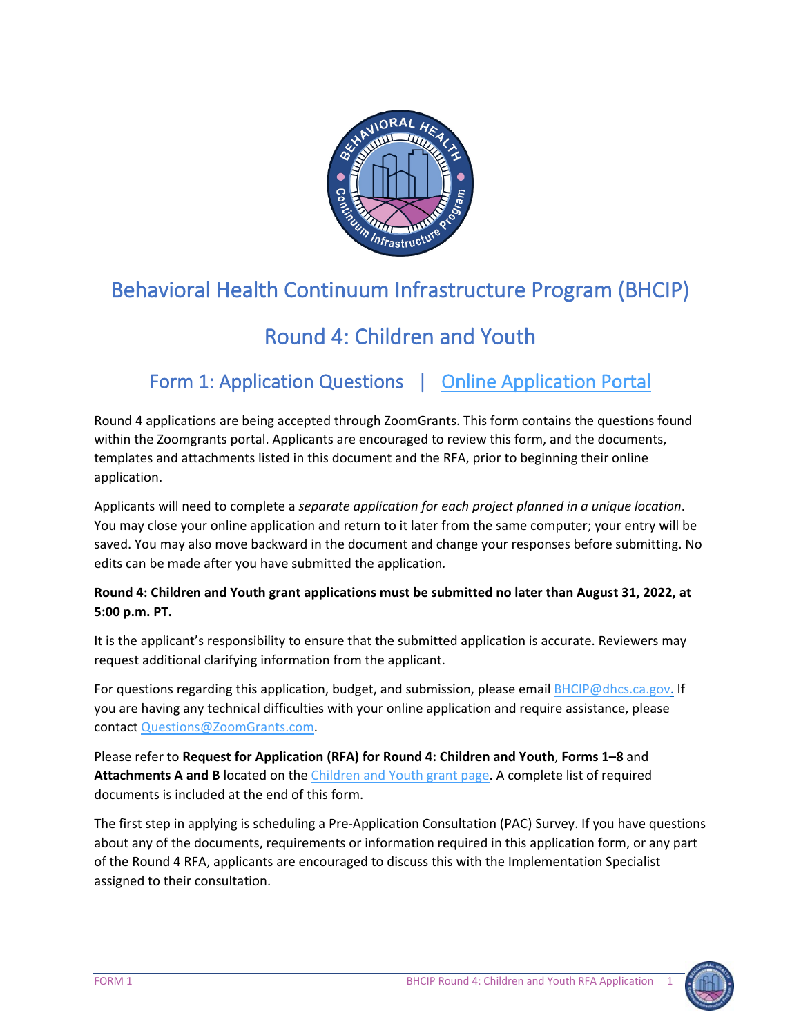# Behavioral Health Continuum Infrastructure Program (BHCIP)

## Round 4: Children and Youth

### Form 1: Application Questions | Online Application Portal

Round 4 applications are being accepted through ZoomGrants. This form contains the questions found within the Zoomgrants portal. Applicants are encouraged to review this form, and the documents, templates and attachments listed in this document and the RFA, prior to beginning their online application.

Applicants will need to complete a *separate application for each project planned in a unique location*. You may close your online application and return to it later from the same computer; your entry will be saved. You may also move backward in the document and change your responses before submitting. No edits can be made after you have submitted the application.

**Round 4: Children and Youth grant applications must be submitted no later than August 31, 2022, at 5:00 p.m. PT.**

It is the applicant's responsibility to ensure that the submitted application is accurate. Reviewers may request additional clarifying information from the applicant.

For questions regarding this application, budget, and submission, please email BHCIP@dhcs.ca.gov. If you are having any technical difficulties with your online application and require assistance, please contact Questions@ZoomGrants.com.

Please refer to **Request for Application (RFA) for Round 4: Children and Youth**, **Forms 1–8** and **Attachments A and B** located on the Children and Youth grant page. A complete list of required documents is included at the end of this form.

The first step in applying is scheduling a Pre-Application Consultation (PAC) Survey. If you have questions about any of the documents, requirements or information required in this application form, or any part of the Round 4 RFA, applicants are encouraged to discuss this with the Implementation Specialist assigned to their consultation.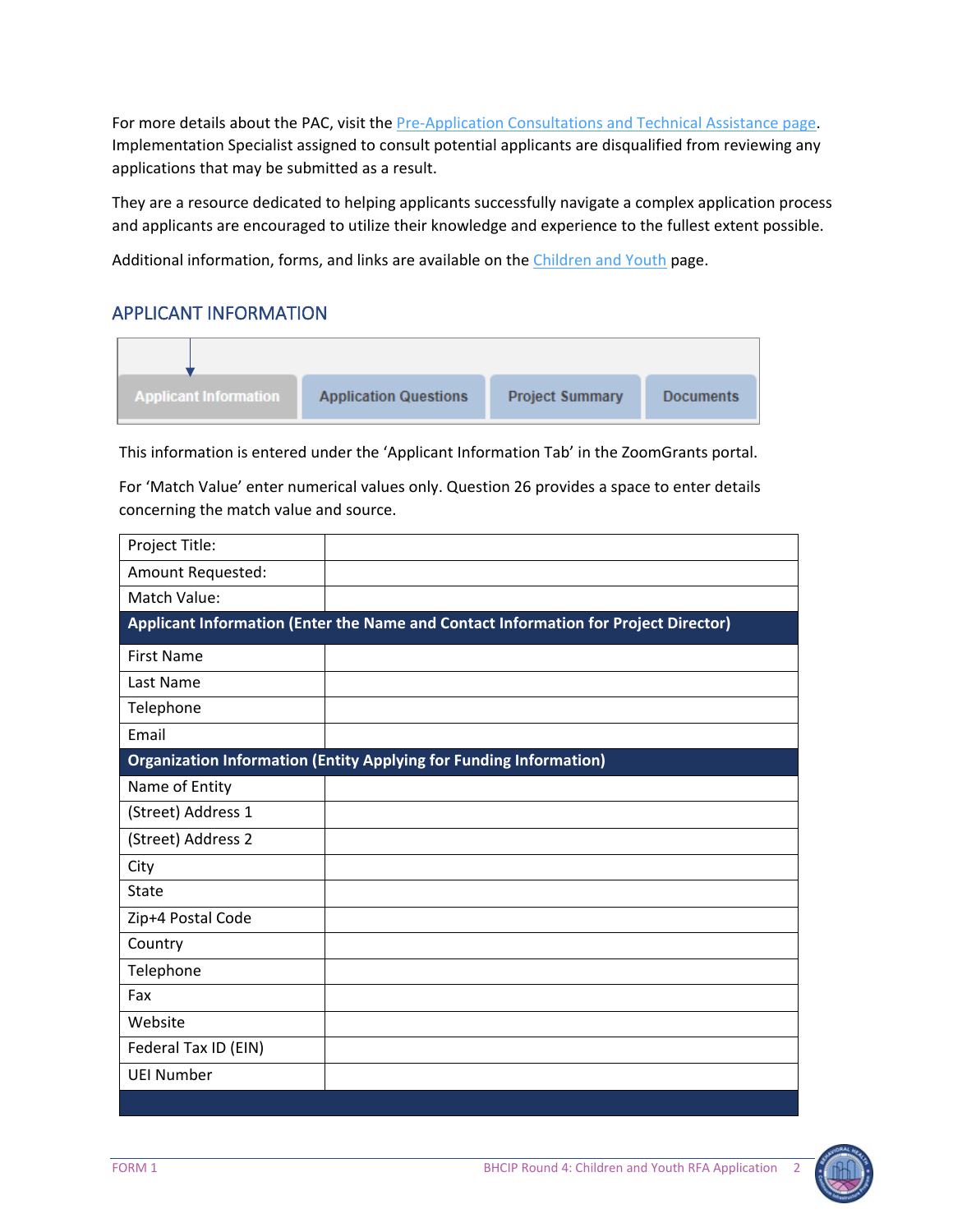For more details about the PAC, visit the Pre-Application Consultations and Technical Assistance page. Implementation Specialist assigned to consult potential applicants are disqualified from reviewing any applications that may be submitted as a result.

They are a resource dedicated to helping applicants successfully navigate a complex application process and applicants are encouraged to utilize their knowledge and experience to the fullest extent possible.

Additional information, forms, and links are available on the Children and Youth page.

## APPLICANT INFORMATION

Applicant Information | Application Questions | Project Summary | Documents

This information is entered under the 'Applicant Information Tab' in the ZoomGrants portal.

For 'Match Value' enter numerical values only. Question 26 provides a space to enter details concerning the match value and source.

| | |
|---|---|
| Project Title: | |
| Amount Requested: | |
| Match Value: | |
| **Applicant Information (Enter the Name and Contact Information for Project Director)** | |
| First Name | |
| Last Name | |
| Telephone | |
| Email | |
| **Organization Information (Entity Applying for Funding Information)** | |
| Name of Entity | |
| (Street) Address 1 | |
| (Street) Address 2 | |
| City | |
| State | |
| Zip+4 Postal Code | |
| Country | |
| Telephone | |
| Fax | |
| Website | |
| Federal Tax ID (EIN) | |
| UEI Number | |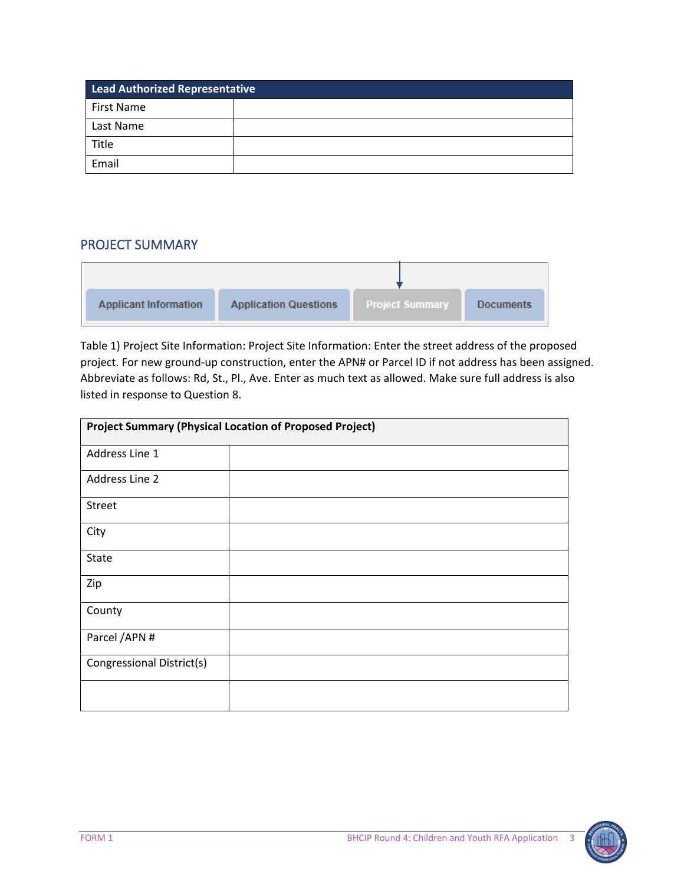| Lead Authorized Representative | |
|---|---|
| First Name | |
| Last Name | |
| Title | |
| Email | |

## PROJECT SUMMARY

Applicant Information | Application Questions | Project Summary | Documents

Table 1) Project Site Information: Project Site Information: Enter the street address of the proposed project. For new ground-up construction, enter the APN# or Parcel ID if not address has been assigned. Abbreviate as follows: Rd, St., Pl., Ave. Enter as much text as allowed. Make sure full address is also listed in response to Question 8.

| Project Summary (Physical Location of Proposed Project) | |
|---|---|
| Address Line 1 | |
| Address Line 2 | |
| Street | |
| City | |
| State | |
| Zip | |
| County | |
| Parcel /APN # | |
| Congressional District(s) | |
| | |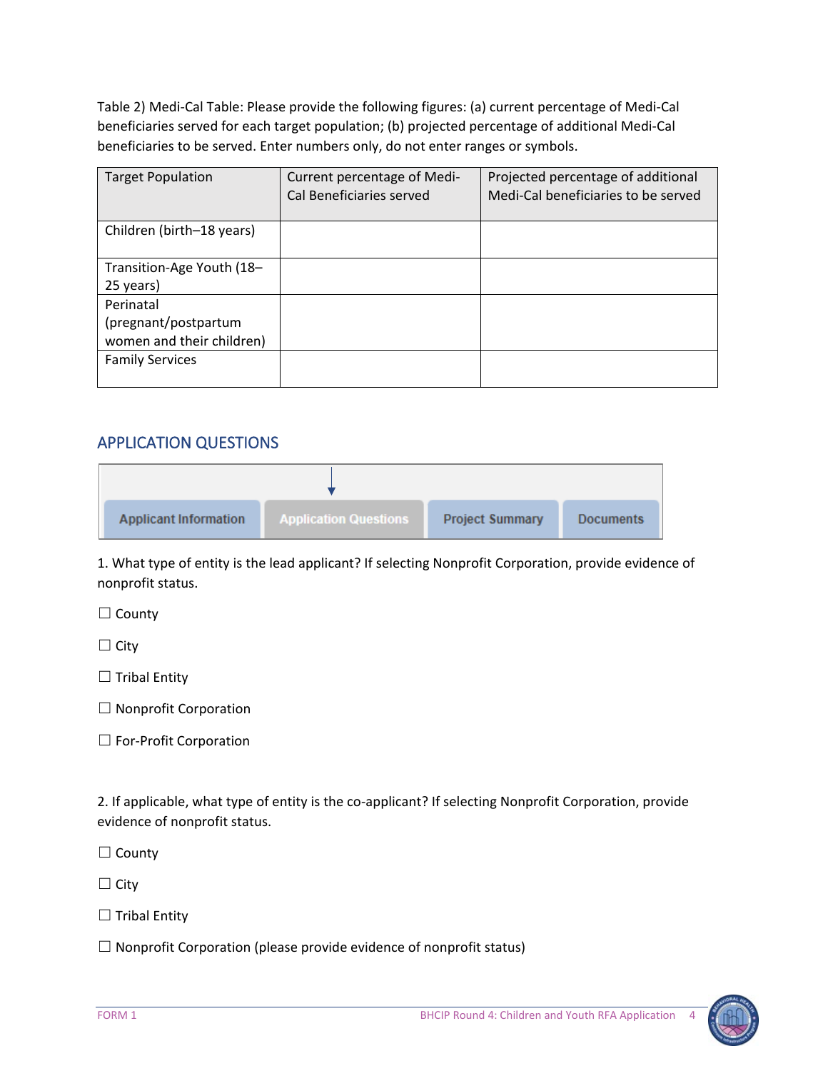Table 2) Medi-Cal Table: Please provide the following figures: (a) current percentage of Medi-Cal beneficiaries served for each target population; (b) projected percentage of additional Medi-Cal beneficiaries to be served. Enter numbers only, do not enter ranges or symbols.

| Target Population | Current percentage of Medi-Cal Beneficiaries served | Projected percentage of additional Medi-Cal beneficiaries to be served |
|---|---|---|
| Children (birth–18 years) | | |
| Transition-Age Youth (18–25 years) | | |
| Perinatal (pregnant/postpartum women and their children) | | |
| Family Services | | |

## APPLICATION QUESTIONS

Applicant Information | Application Questions | Project Summary | Documents

1. What type of entity is the lead applicant? If selecting Nonprofit Corporation, provide evidence of nonprofit status.

☐ County

☐ City

☐ Tribal Entity

☐ Nonprofit Corporation

☐ For-Profit Corporation

2. If applicable, what type of entity is the co-applicant? If selecting Nonprofit Corporation, provide evidence of nonprofit status.

☐ County

☐ City

☐ Tribal Entity

☐ Nonprofit Corporation (please provide evidence of nonprofit status)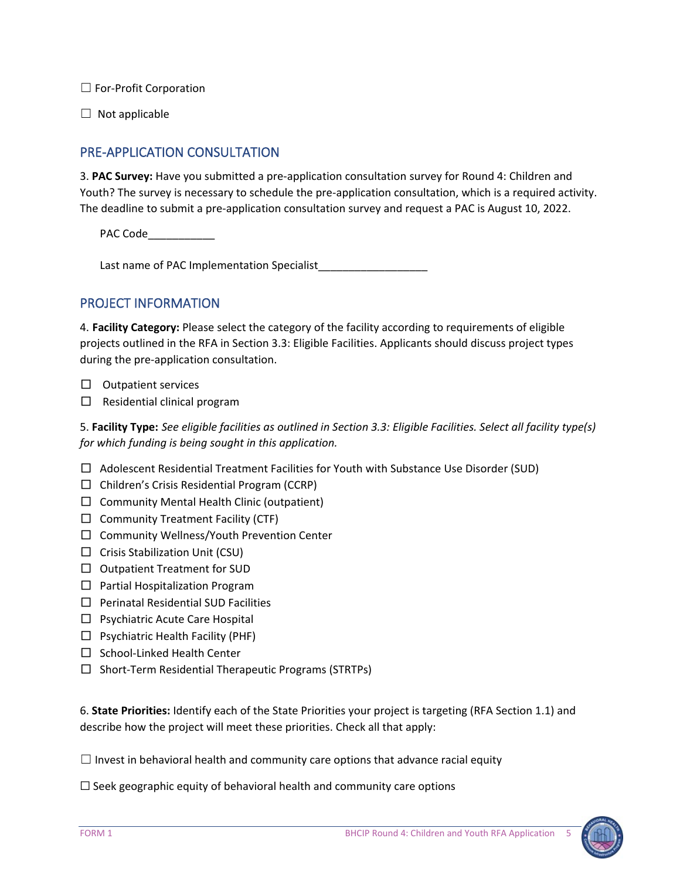☐ For-Profit Corporation

☐ Not applicable

## PRE-APPLICATION CONSULTATION

3. **PAC Survey:** Have you submitted a pre-application consultation survey for Round 4: Children and Youth? The survey is necessary to schedule the pre-application consultation, which is a required activity. The deadline to submit a pre-application consultation survey and request a PAC is August 10, 2022.

PAC Code___________

Last name of PAC Implementation Specialist__________________

## PROJECT INFORMATION

4. **Facility Category:** Please select the category of the facility according to requirements of eligible projects outlined in the RFA in Section 3.3: Eligible Facilities. Applicants should discuss project types during the pre-application consultation.

☐ Outpatient services
☐ Residential clinical program

5. **Facility Type:** *See eligible facilities as outlined in Section 3.3: Eligible Facilities. Select all facility type(s) for which funding is being sought in this application.*

☐ Adolescent Residential Treatment Facilities for Youth with Substance Use Disorder (SUD)
☐ Children's Crisis Residential Program (CCRP)
☐ Community Mental Health Clinic (outpatient)
☐ Community Treatment Facility (CTF)
☐ Community Wellness/Youth Prevention Center
☐ Crisis Stabilization Unit (CSU)
☐ Outpatient Treatment for SUD
☐ Partial Hospitalization Program
☐ Perinatal Residential SUD Facilities
☐ Psychiatric Acute Care Hospital
☐ Psychiatric Health Facility (PHF)
☐ School-Linked Health Center
☐ Short-Term Residential Therapeutic Programs (STRTPs)

6. **State Priorities:** Identify each of the State Priorities your project is targeting (RFA Section 1.1) and describe how the project will meet these priorities. Check all that apply:

☐ Invest in behavioral health and community care options that advance racial equity

☐ Seek geographic equity of behavioral health and community care options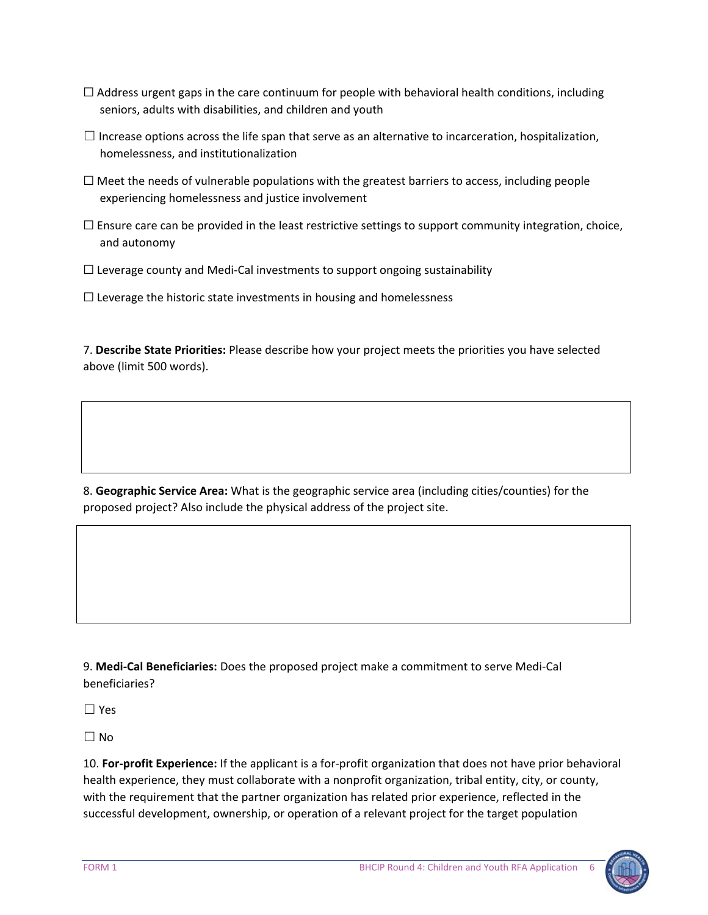☐ Address urgent gaps in the care continuum for people with behavioral health conditions, including seniors, adults with disabilities, and children and youth

☐ Increase options across the life span that serve as an alternative to incarceration, hospitalization, homelessness, and institutionalization

☐ Meet the needs of vulnerable populations with the greatest barriers to access, including people experiencing homelessness and justice involvement

☐ Ensure care can be provided in the least restrictive settings to support community integration, choice, and autonomy

☐ Leverage county and Medi-Cal investments to support ongoing sustainability

☐ Leverage the historic state investments in housing and homelessness

7. **Describe State Priorities:** Please describe how your project meets the priorities you have selected above (limit 500 words).

| |
|---|
| |

8. **Geographic Service Area:** What is the geographic service area (including cities/counties) for the proposed project? Also include the physical address of the project site.

| |
|---|
| |

9. **Medi-Cal Beneficiaries:** Does the proposed project make a commitment to serve Medi-Cal beneficiaries?

☐ Yes

☐ No

10. **For-profit Experience:** If the applicant is a for-profit organization that does not have prior behavioral health experience, they must collaborate with a nonprofit organization, tribal entity, city, or county, with the requirement that the partner organization has related prior experience, reflected in the successful development, ownership, or operation of a relevant project for the target population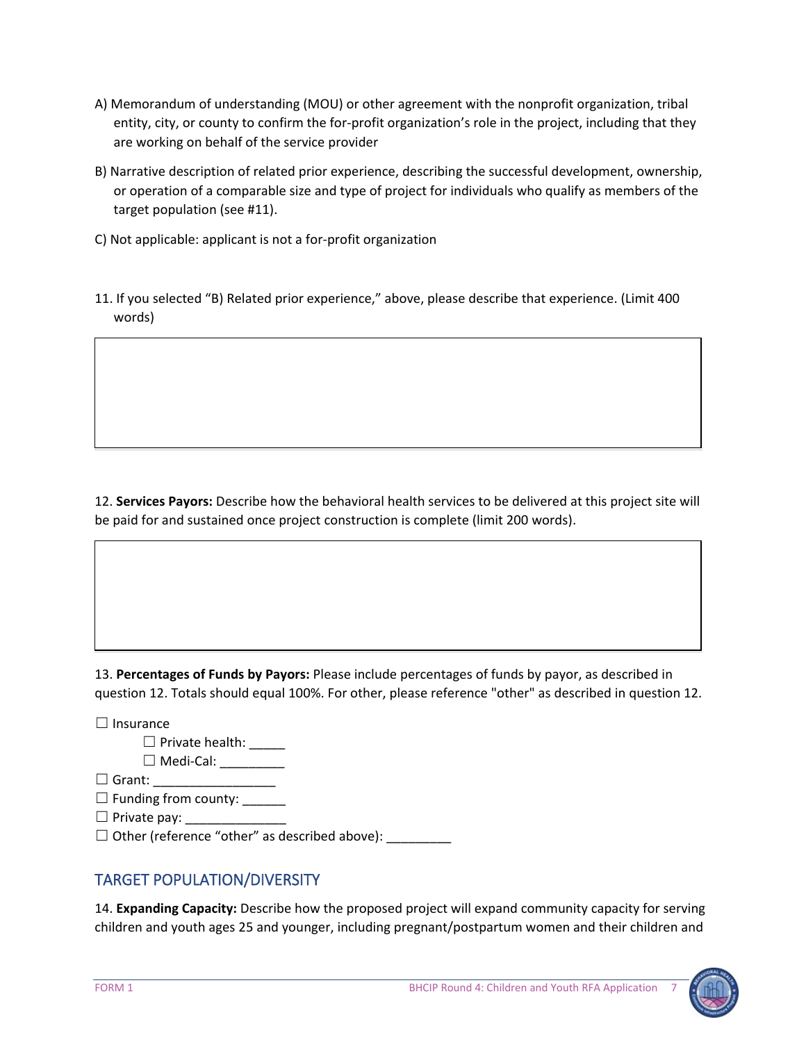A) Memorandum of understanding (MOU) or other agreement with the nonprofit organization, tribal entity, city, or county to confirm the for-profit organization's role in the project, including that they are working on behalf of the service provider

B) Narrative description of related prior experience, describing the successful development, ownership, or operation of a comparable size and type of project for individuals who qualify as members of the target population (see #11).

C) Not applicable: applicant is not a for-profit organization

11. If you selected "B) Related prior experience," above, please describe that experience. (Limit 400 words)

| |
|---|
| |

12. **Services Payors:** Describe how the behavioral health services to be delivered at this project site will be paid for and sustained once project construction is complete (limit 200 words).

| |
|---|
| |

13. **Percentages of Funds by Payors:** Please include percentages of funds by payor, as described in question 12. Totals should equal 100%. For other, please reference "other" as described in question 12.

☐ Insurance
- ☐ Private health: _____
- ☐ Medi-Cal: _________

☐ Grant: _________________
☐ Funding from county: ______
☐ Private pay: ______________
☐ Other (reference "other" as described above): _________

## TARGET POPULATION/DIVERSITY

14. **Expanding Capacity:** Describe how the proposed project will expand community capacity for serving children and youth ages 25 and younger, including pregnant/postpartum women and their children and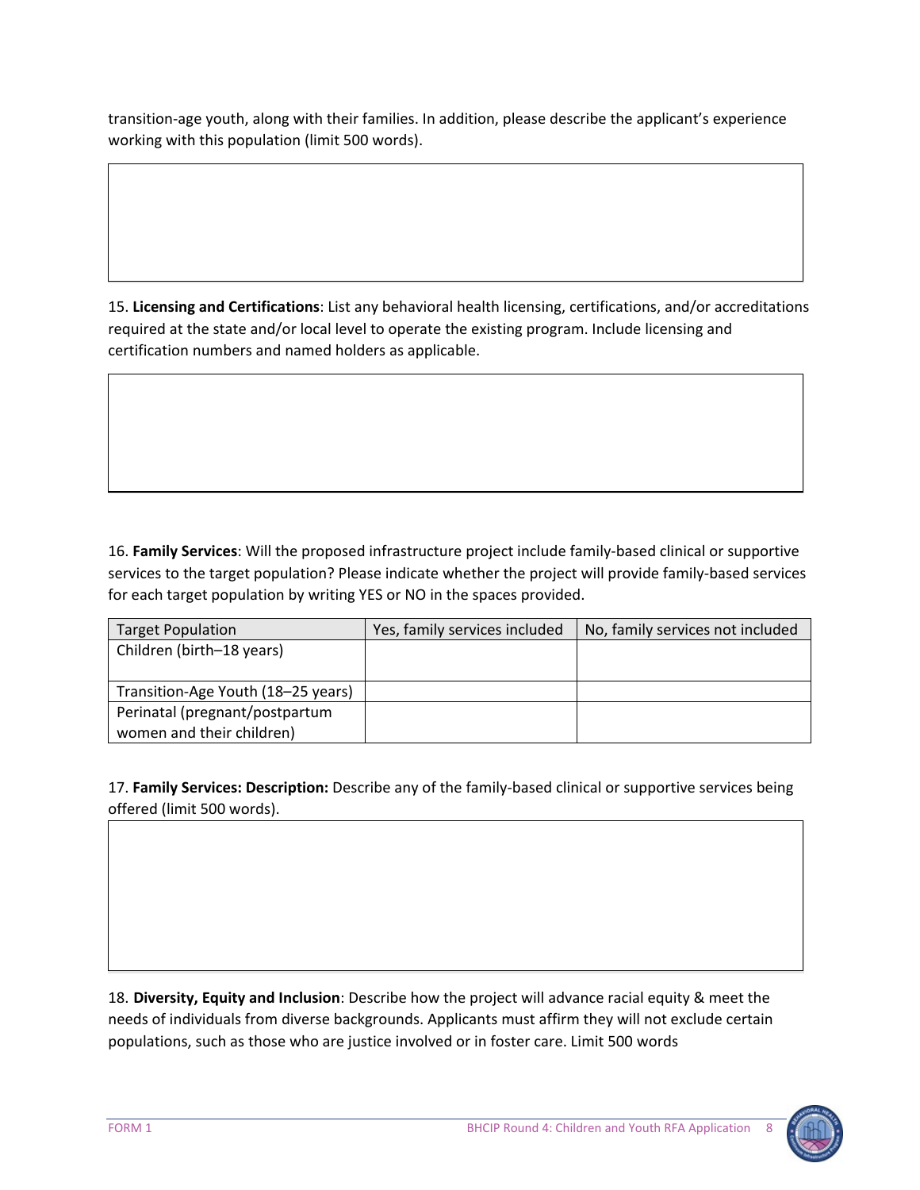transition-age youth, along with their families. In addition, please describe the applicant's experience working with this population (limit 500 words).

15. **Licensing and Certifications**: List any behavioral health licensing, certifications, and/or accreditations required at the state and/or local level to operate the existing program. Include licensing and certification numbers and named holders as applicable.

16. **Family Services**: Will the proposed infrastructure project include family-based clinical or supportive services to the target population? Please indicate whether the project will provide family-based services for each target population by writing YES or NO in the spaces provided.

| Target Population | Yes, family services included | No, family services not included |
|---|---|---|
| Children (birth–18 years) | | |
| Transition-Age Youth (18–25 years) | | |
| Perinatal (pregnant/postpartum women and their children) | | |

17. **Family Services: Description:** Describe any of the family-based clinical or supportive services being offered (limit 500 words).

18. **Diversity, Equity and Inclusion**: Describe how the project will advance racial equity & meet the needs of individuals from diverse backgrounds. Applicants must affirm they will not exclude certain populations, such as those who are justice involved or in foster care. Limit 500 words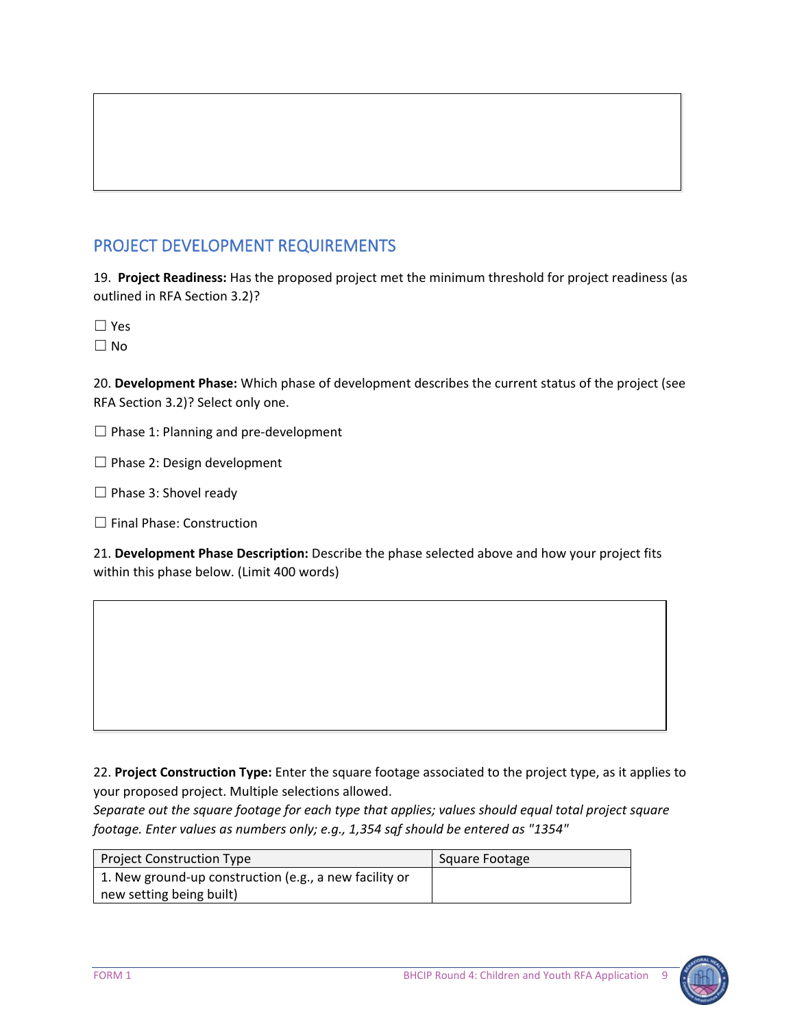## PROJECT DEVELOPMENT REQUIREMENTS

19. **Project Readiness:** Has the proposed project met the minimum threshold for project readiness (as outlined in RFA Section 3.2)?

☐ Yes
☐ No

20. **Development Phase:** Which phase of development describes the current status of the project (see RFA Section 3.2)? Select only one.

☐ Phase 1: Planning and pre-development

☐ Phase 2: Design development

☐ Phase 3: Shovel ready

☐ Final Phase: Construction

21. **Development Phase Description:** Describe the phase selected above and how your project fits within this phase below. (Limit 400 words)

22. **Project Construction Type:** Enter the square footage associated to the project type, as it applies to your proposed project. Multiple selections allowed.
*Separate out the square footage for each type that applies; values should equal total project square footage. Enter values as numbers only; e.g., 1,354 sqf should be entered as "1354"*

| Project Construction Type | Square Footage |
|---|---|
| 1. New ground-up construction (e.g., a new facility or new setting being built) | |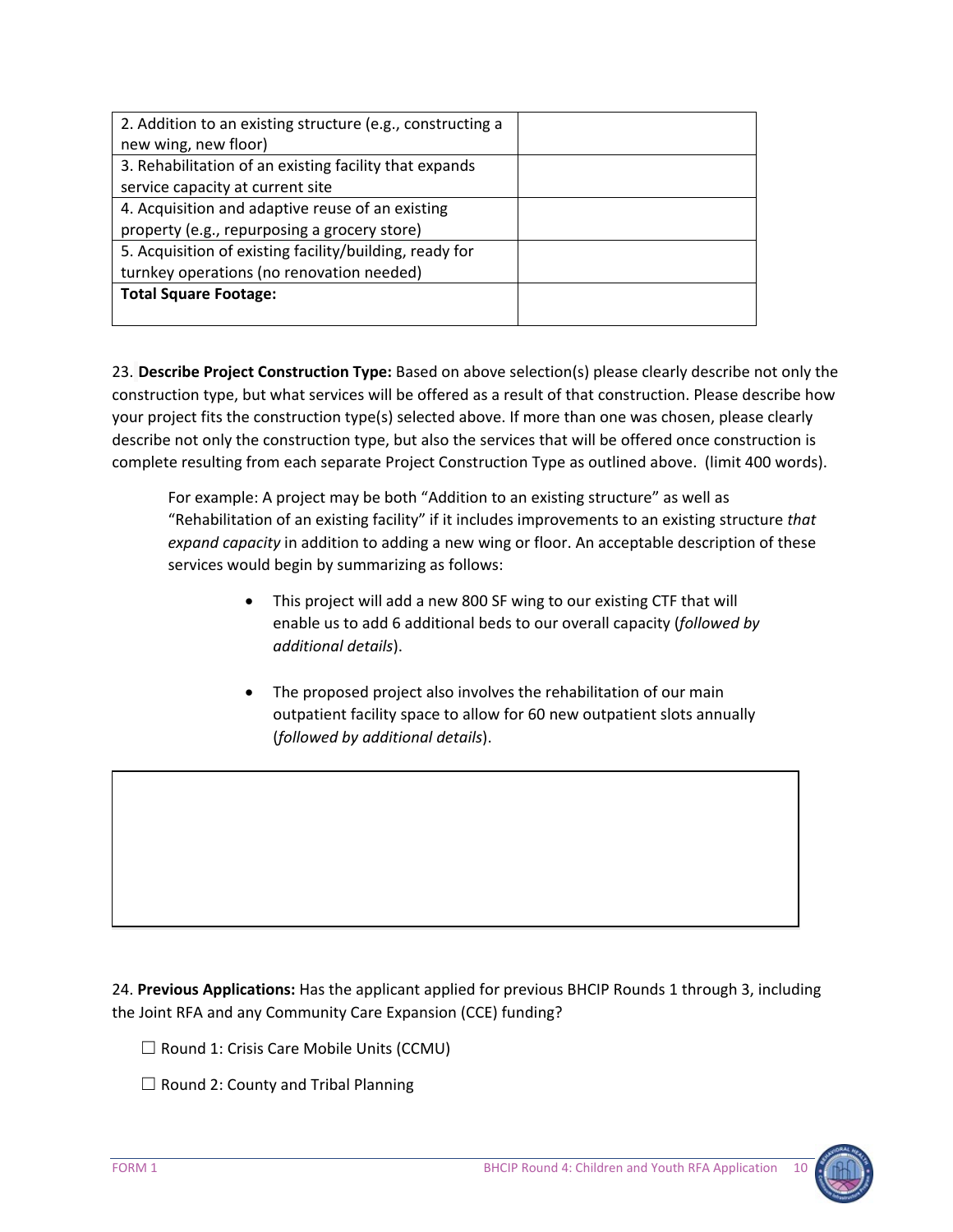| 2. Addition to an existing structure (e.g., constructing a new wing, new floor) | |
|---|---|
| 3. Rehabilitation of an existing facility that expands service capacity at current site | |
| 4. Acquisition and adaptive reuse of an existing property (e.g., repurposing a grocery store) | |
| 5. Acquisition of existing facility/building, ready for turnkey operations (no renovation needed) | |
| **Total Square Footage:** | |

23. **Describe Project Construction Type:** Based on above selection(s) please clearly describe not only the construction type, but what services will be offered as a result of that construction. Please describe how your project fits the construction type(s) selected above. If more than one was chosen, please clearly describe not only the construction type, but also the services that will be offered once construction is complete resulting from each separate Project Construction Type as outlined above. (limit 400 words).

For example: A project may be both "Addition to an existing structure" as well as "Rehabilitation of an existing facility" if it includes improvements to an existing structure *that expand capacity* in addition to adding a new wing or floor. An acceptable description of these services would begin by summarizing as follows:

- This project will add a new 800 SF wing to our existing CTF that will enable us to add 6 additional beds to our overall capacity (*followed by additional details*).
- The proposed project also involves the rehabilitation of our main outpatient facility space to allow for 60 new outpatient slots annually (*followed by additional details*).

| |
|---|
| |

24. **Previous Applications:** Has the applicant applied for previous BHCIP Rounds 1 through 3, including the Joint RFA and any Community Care Expansion (CCE) funding?

☐ Round 1: Crisis Care Mobile Units (CCMU)

☐ Round 2: County and Tribal Planning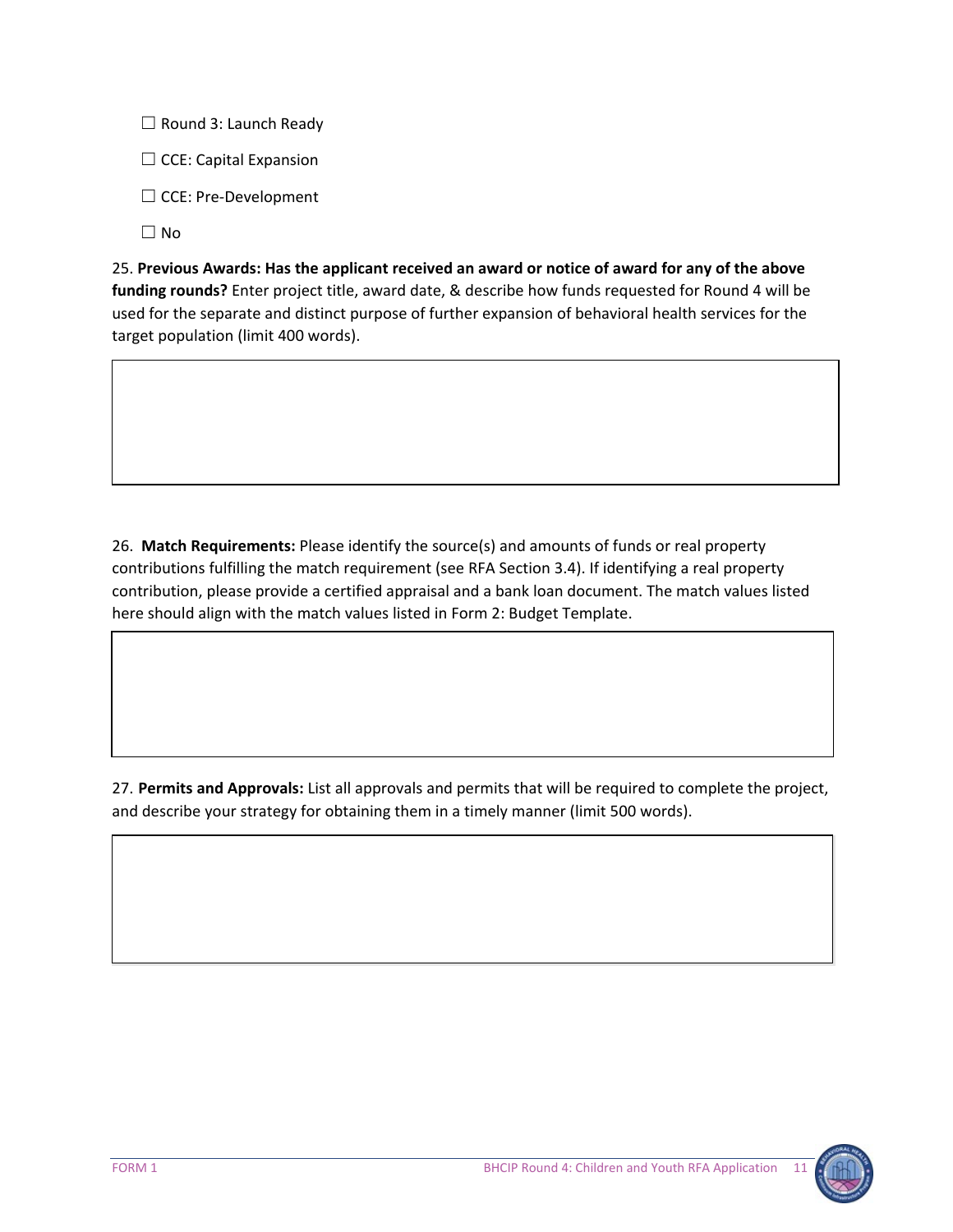☐ Round 3: Launch Ready

☐ CCE: Capital Expansion

☐ CCE: Pre-Development

☐ No

25. **Previous Awards: Has the applicant received an award or notice of award for any of the above funding rounds?** Enter project title, award date, & describe how funds requested for Round 4 will be used for the separate and distinct purpose of further expansion of behavioral health services for the target population (limit 400 words).

| |
|---|
| |

26. **Match Requirements:** Please identify the source(s) and amounts of funds or real property contributions fulfilling the match requirement (see RFA Section 3.4). If identifying a real property contribution, please provide a certified appraisal and a bank loan document. The match values listed here should align with the match values listed in Form 2: Budget Template.

| |
|---|
| |

27. **Permits and Approvals:** List all approvals and permits that will be required to complete the project, and describe your strategy for obtaining them in a timely manner (limit 500 words).

| |
|---|
| |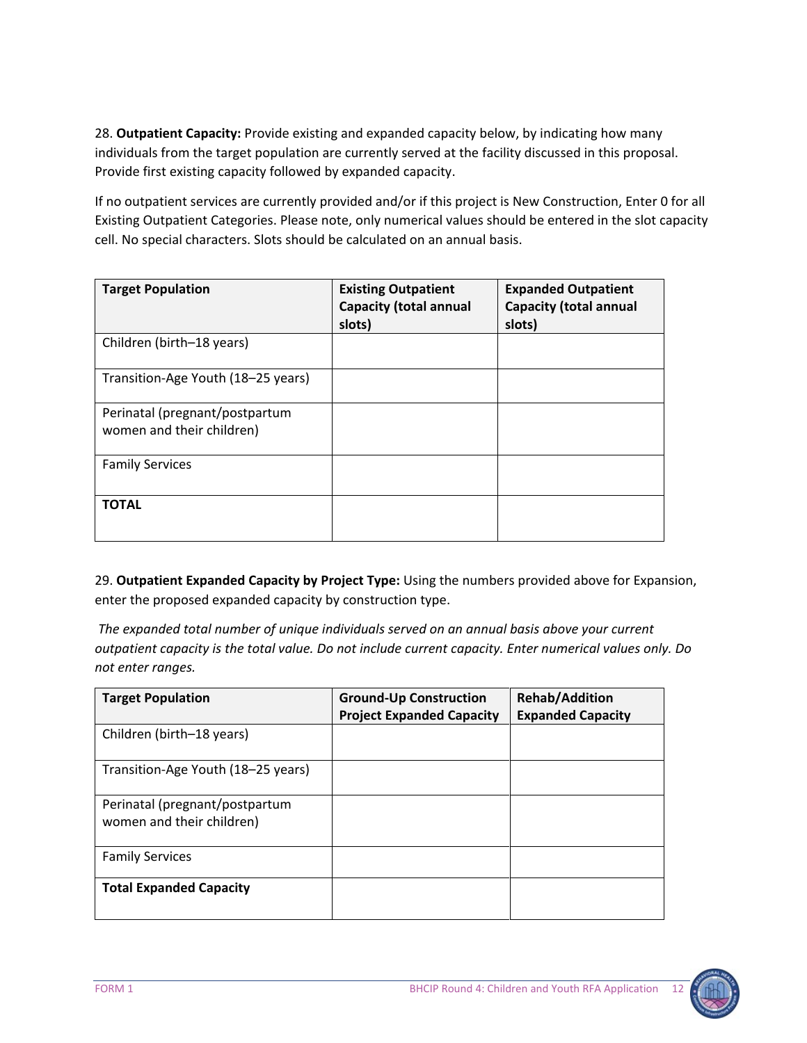28. **Outpatient Capacity:** Provide existing and expanded capacity below, by indicating how many individuals from the target population are currently served at the facility discussed in this proposal. Provide first existing capacity followed by expanded capacity.

If no outpatient services are currently provided and/or if this project is New Construction, Enter 0 for all Existing Outpatient Categories. Please note, only numerical values should be entered in the slot capacity cell. No special characters. Slots should be calculated on an annual basis.

| Target Population | Existing Outpatient Capacity (total annual slots) | Expanded Outpatient Capacity (total annual slots) |
|---|---|---|
| Children (birth–18 years) | | |
| Transition-Age Youth (18–25 years) | | |
| Perinatal (pregnant/postpartum women and their children) | | |
| Family Services | | |
| **TOTAL** | | |

29. **Outpatient Expanded Capacity by Project Type:** Using the numbers provided above for Expansion, enter the proposed expanded capacity by construction type.

*The expanded total number of unique individuals served on an annual basis above your current outpatient capacity is the total value. Do not include current capacity. Enter numerical values only. Do not enter ranges.*

| Target Population | Ground-Up Construction Project Expanded Capacity | Rehab/Addition Expanded Capacity |
|---|---|---|
| Children (birth–18 years) | | |
| Transition-Age Youth (18–25 years) | | |
| Perinatal (pregnant/postpartum women and their children) | | |
| Family Services | | |
| **Total Expanded Capacity** | | |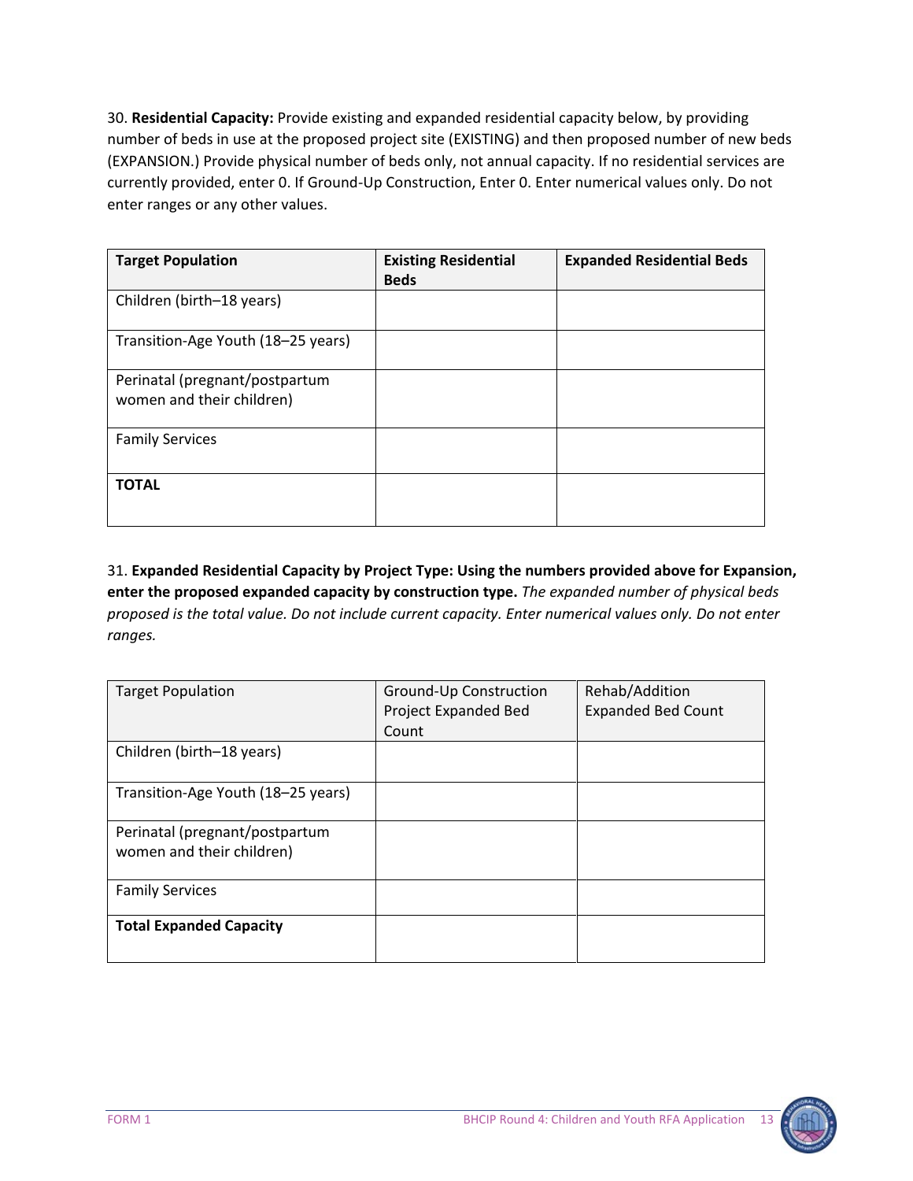30. **Residential Capacity:** Provide existing and expanded residential capacity below, by providing number of beds in use at the proposed project site (EXISTING) and then proposed number of new beds (EXPANSION.) Provide physical number of beds only, not annual capacity. If no residential services are currently provided, enter 0. If Ground-Up Construction, Enter 0. Enter numerical values only. Do not enter ranges or any other values.

| **Target Population** | **Existing Residential Beds** | **Expanded Residential Beds** |
|---|---|---|
| Children (birth–18 years) | | |
| Transition-Age Youth (18–25 years) | | |
| Perinatal (pregnant/postpartum women and their children) | | |
| Family Services | | |
| **TOTAL** | | |

31. **Expanded Residential Capacity by Project Type: Using the numbers provided above for Expansion, enter the proposed expanded capacity by construction type.** *The expanded number of physical beds proposed is the total value. Do not include current capacity. Enter numerical values only. Do not enter ranges.*

| Target Population | Ground-Up Construction Project Expanded Bed Count | Rehab/Addition Expanded Bed Count |
|---|---|---|
| Children (birth–18 years) | | |
| Transition-Age Youth (18–25 years) | | |
| Perinatal (pregnant/postpartum women and their children) | | |
| Family Services | | |
| **Total Expanded Capacity** | | |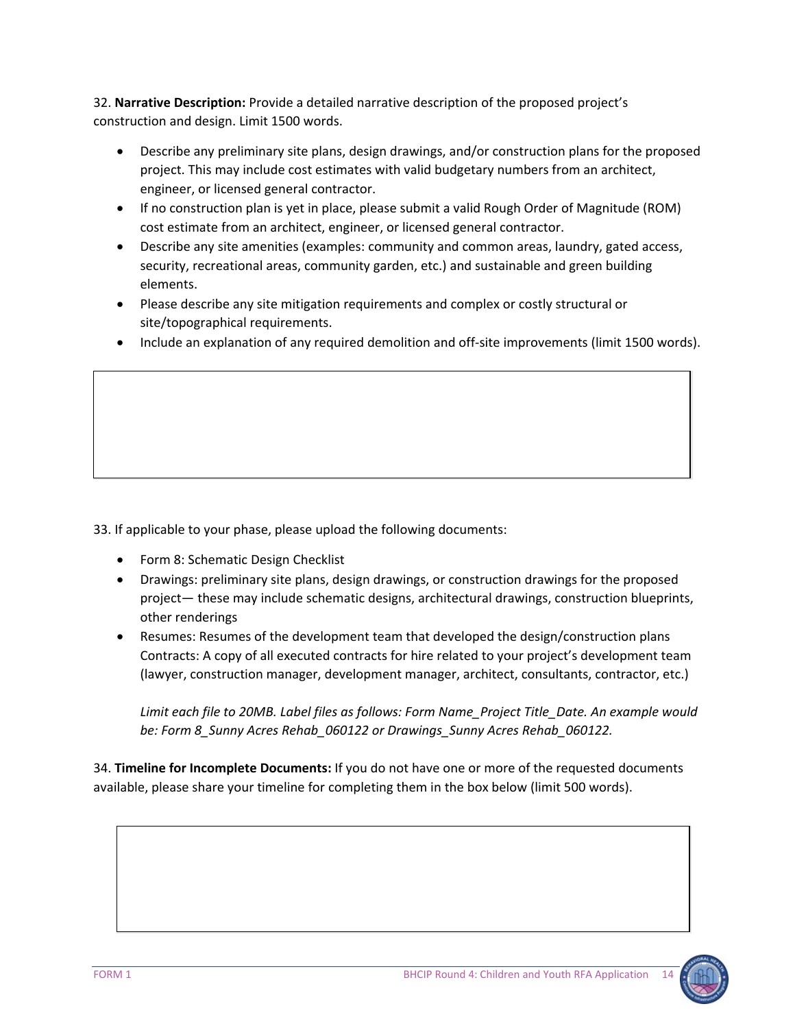32. **Narrative Description:** Provide a detailed narrative description of the proposed project's construction and design. Limit 1500 words.

- Describe any preliminary site plans, design drawings, and/or construction plans for the proposed project. This may include cost estimates with valid budgetary numbers from an architect, engineer, or licensed general contractor.
- If no construction plan is yet in place, please submit a valid Rough Order of Magnitude (ROM) cost estimate from an architect, engineer, or licensed general contractor.
- Describe any site amenities (examples: community and common areas, laundry, gated access, security, recreational areas, community garden, etc.) and sustainable and green building elements.
- Please describe any site mitigation requirements and complex or costly structural or site/topographical requirements.
- Include an explanation of any required demolition and off-site improvements (limit 1500 words).

33. If applicable to your phase, please upload the following documents:

- Form 8: Schematic Design Checklist
- Drawings: preliminary site plans, design drawings, or construction drawings for the proposed project— these may include schematic designs, architectural drawings, construction blueprints, other renderings
- Resumes: Resumes of the development team that developed the design/construction plans Contracts: A copy of all executed contracts for hire related to your project's development team (lawyer, construction manager, development manager, architect, consultants, contractor, etc.)

  *Limit each file to 20MB. Label files as follows: Form Name_Project Title_Date. An example would be: Form 8_Sunny Acres Rehab_060122 or Drawings_Sunny Acres Rehab_060122.*

34. **Timeline for Incomplete Documents:** If you do not have one or more of the requested documents available, please share your timeline for completing them in the box below (limit 500 words).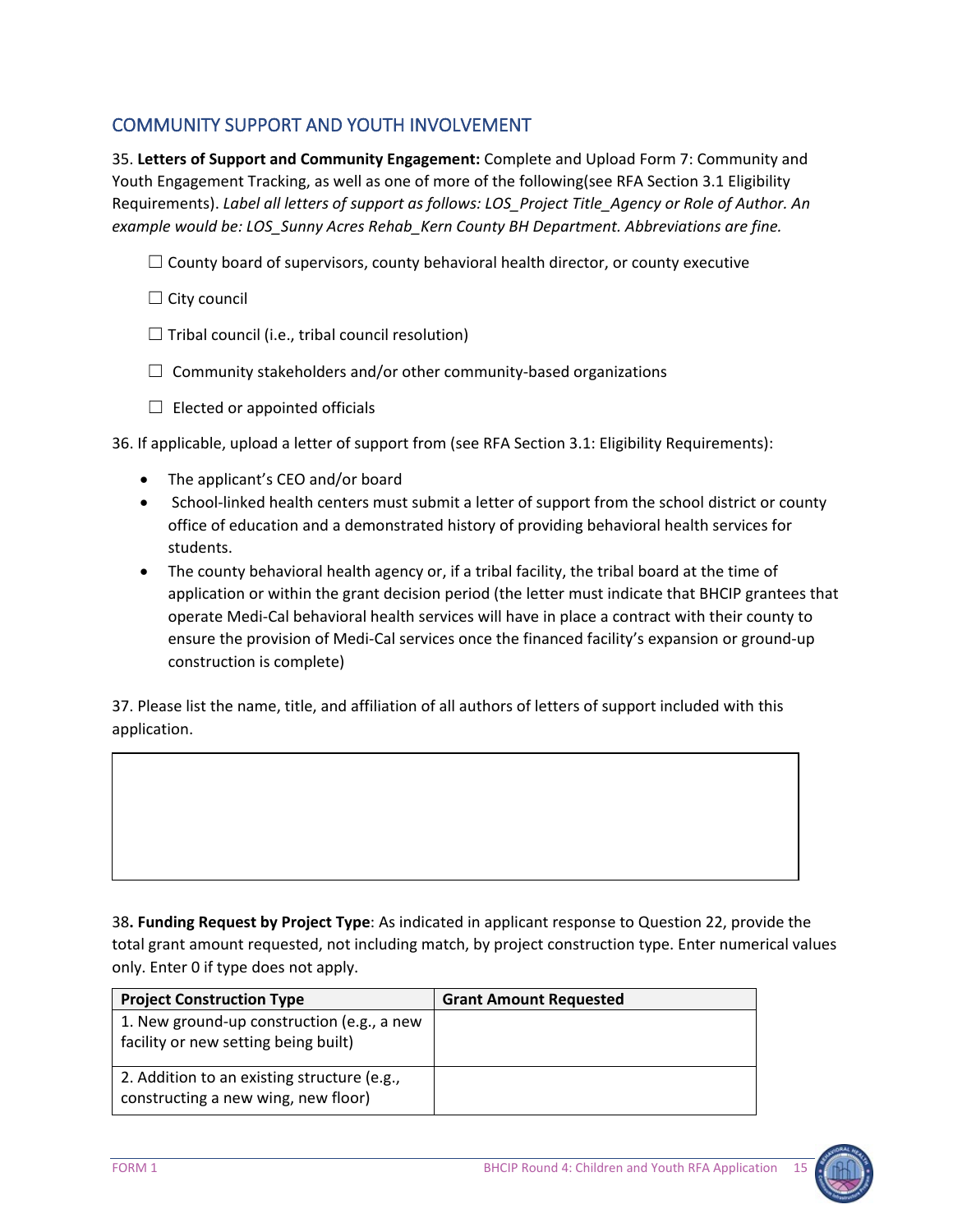## COMMUNITY SUPPORT AND YOUTH INVOLVEMENT

35. **Letters of Support and Community Engagement:** Complete and Upload Form 7: Community and Youth Engagement Tracking, as well as one of more of the following(see RFA Section 3.1 Eligibility Requirements). *Label all letters of support as follows: LOS_Project Title_Agency or Role of Author. An example would be: LOS_Sunny Acres Rehab_Kern County BH Department. Abbreviations are fine.*

☐ County board of supervisors, county behavioral health director, or county executive

☐ City council

☐ Tribal council (i.e., tribal council resolution)

☐ Community stakeholders and/or other community-based organizations

☐ Elected or appointed officials

36. If applicable, upload a letter of support from (see RFA Section 3.1: Eligibility Requirements):

- The applicant's CEO and/or board
- School-linked health centers must submit a letter of support from the school district or county office of education and a demonstrated history of providing behavioral health services for students.
- The county behavioral health agency or, if a tribal facility, the tribal board at the time of application or within the grant decision period (the letter must indicate that BHCIP grantees that operate Medi-Cal behavioral health services will have in place a contract with their county to ensure the provision of Medi-Cal services once the financed facility's expansion or ground-up construction is complete)

37. Please list the name, title, and affiliation of all authors of letters of support included with this application.

| |
|---|
| |

38**. Funding Request by Project Type**: As indicated in applicant response to Question 22, provide the total grant amount requested, not including match, by project construction type. Enter numerical values only. Enter 0 if type does not apply.

| Project Construction Type | Grant Amount Requested |
|---|---|
| 1. New ground-up construction (e.g., a new facility or new setting being built) | |
| 2. Addition to an existing structure (e.g., constructing a new wing, new floor) | |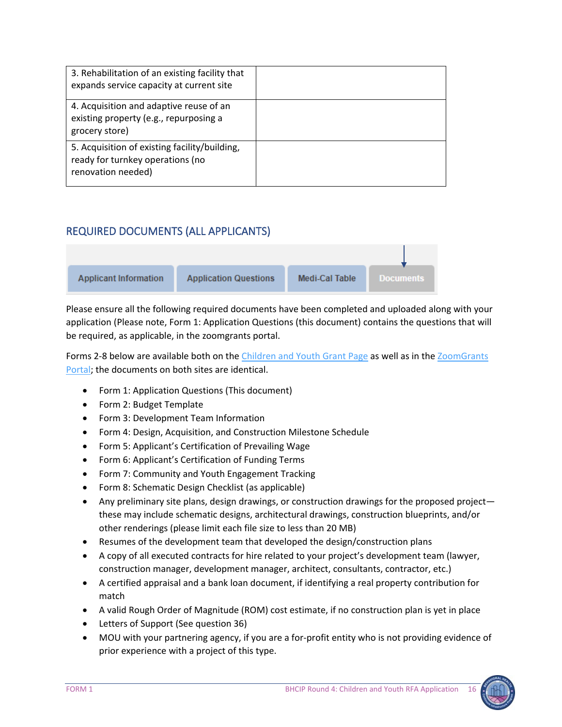| 3. Rehabilitation of an existing facility that expands service capacity at current site | |
|---|---|
| 4. Acquisition and adaptive reuse of an existing property (e.g., repurposing a grocery store) | |
| 5. Acquisition of existing facility/building, ready for turnkey operations (no renovation needed) | |

## REQUIRED DOCUMENTS (ALL APPLICANTS)

Applicant Information | Application Questions | Medi-Cal Table | Documents

Please ensure all the following required documents have been completed and uploaded along with your application (Please note, Form 1: Application Questions (this document) contains the questions that will be required, as applicable, in the zoomgrants portal.

Forms 2-8 below are available both on the Children and Youth Grant Page as well as in the ZoomGrants Portal; the documents on both sites are identical.

- Form 1: Application Questions (This document)
- Form 2: Budget Template
- Form 3: Development Team Information
- Form 4: Design, Acquisition, and Construction Milestone Schedule
- Form 5: Applicant's Certification of Prevailing Wage
- Form 6: Applicant's Certification of Funding Terms
- Form 7: Community and Youth Engagement Tracking
- Form 8: Schematic Design Checklist (as applicable)
- Any preliminary site plans, design drawings, or construction drawings for the proposed project—these may include schematic designs, architectural drawings, construction blueprints, and/or other renderings (please limit each file size to less than 20 MB)
- Resumes of the development team that developed the design/construction plans
- A copy of all executed contracts for hire related to your project's development team (lawyer, construction manager, development manager, architect, consultants, contractor, etc.)
- A certified appraisal and a bank loan document, if identifying a real property contribution for match
- A valid Rough Order of Magnitude (ROM) cost estimate, if no construction plan is yet in place
- Letters of Support (See question 36)
- MOU with your partnering agency, if you are a for-profit entity who is not providing evidence of prior experience with a project of this type.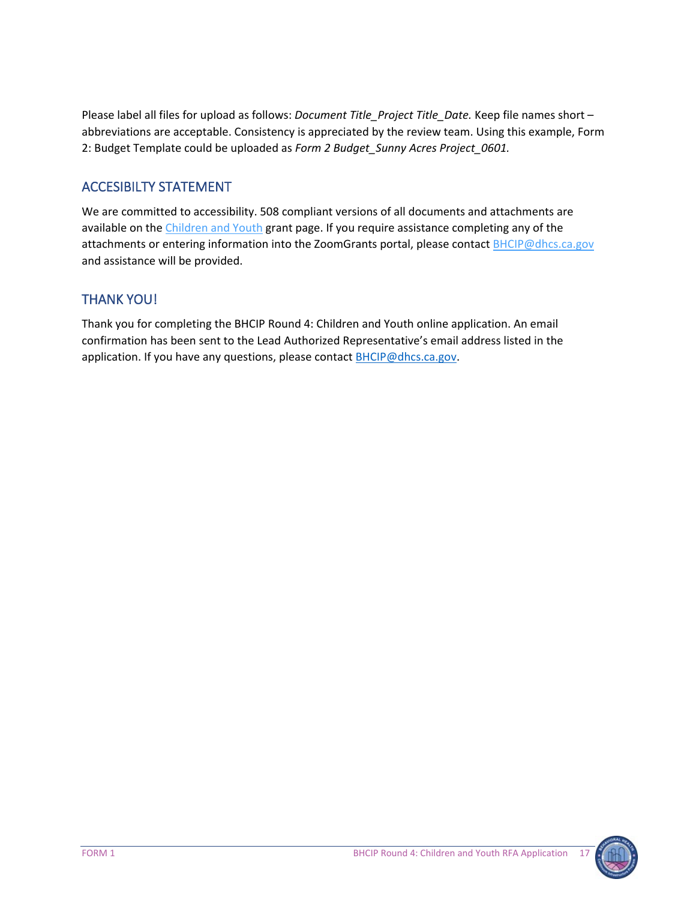Please label all files for upload as follows: *Document Title_Project Title_Date.* Keep file names short – abbreviations are acceptable. Consistency is appreciated by the review team. Using this example, Form 2: Budget Template could be uploaded as *Form 2 Budget_Sunny Acres Project_0601.*

## ACCESIBILTY STATEMENT

We are committed to accessibility. 508 compliant versions of all documents and attachments are available on the Children and Youth grant page. If you require assistance completing any of the attachments or entering information into the ZoomGrants portal, please contact BHCIP@dhcs.ca.gov and assistance will be provided.

## THANK YOU!

Thank you for completing the BHCIP Round 4: Children and Youth online application. An email confirmation has been sent to the Lead Authorized Representative's email address listed in the application. If you have any questions, please contact BHCIP@dhcs.ca.gov.